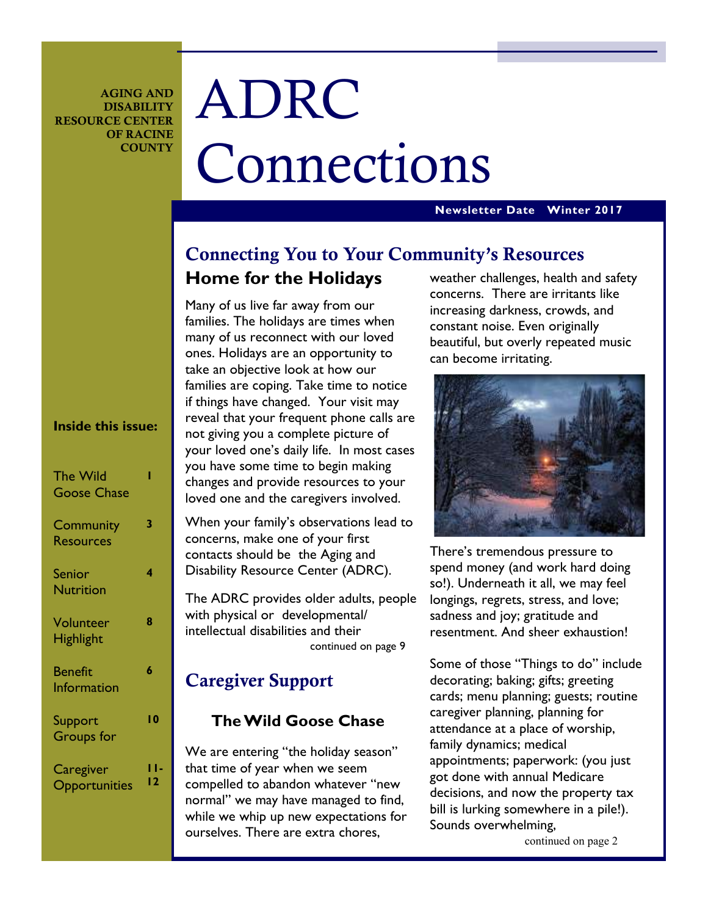AGING AND DISABILITY RESOURCE CENTER OF RACINE COUNTY

# ADRC Connections

**Newsletter Date Winter 2017**

**Inside this issue:**

| | |
|---|---|
| The Wild Goose Chase | 1 |
| Community Resources | 3 |
| Senior Nutrition | 4 |
| Volunteer Highlight | 8 |
| Benefit Information | 6 |
| Support Groups for | 10 |
| Caregiver Opportunities | 11-12 |

## Connecting You to Your Community's Resources

### Home for the Holidays

Many of us live far away from our families. The holidays are times when many of us reconnect with our loved ones. Holidays are an opportunity to take an objective look at how our families are coping. Take time to notice if things have changed. Your visit may reveal that your frequent phone calls are not giving you a complete picture of your loved one's daily life. In most cases you have some time to begin making changes and provide resources to your loved one and the caregivers involved.

When your family's observations lead to concerns, make one of your first contacts should be the Aging and Disability Resource Center (ADRC).

The ADRC provides older adults, people with physical or developmental/ intellectual disabilities and their

continued on page 9

## Caregiver Support

### The Wild Goose Chase

We are entering "the holiday season" that time of year when we seem compelled to abandon whatever "new normal" we may have managed to find, while we whip up new expectations for ourselves. There are extra chores, weather challenges, health and safety concerns. There are irritants like increasing darkness, crowds, and constant noise. Even originally beautiful, but overly repeated music can become irritating.

There's tremendous pressure to spend money (and work hard doing so!). Underneath it all, we may feel longings, regrets, stress, and love; sadness and joy; gratitude and resentment. And sheer exhaustion!

Some of those "Things to do" include decorating; baking; gifts; greeting cards; menu planning; guests; routine caregiver planning, planning for attendance at a place of worship, family dynamics; medical appointments; paperwork: (you just got done with annual Medicare decisions, and now the property tax bill is lurking somewhere in a pile!). Sounds overwhelming,

continued on page 2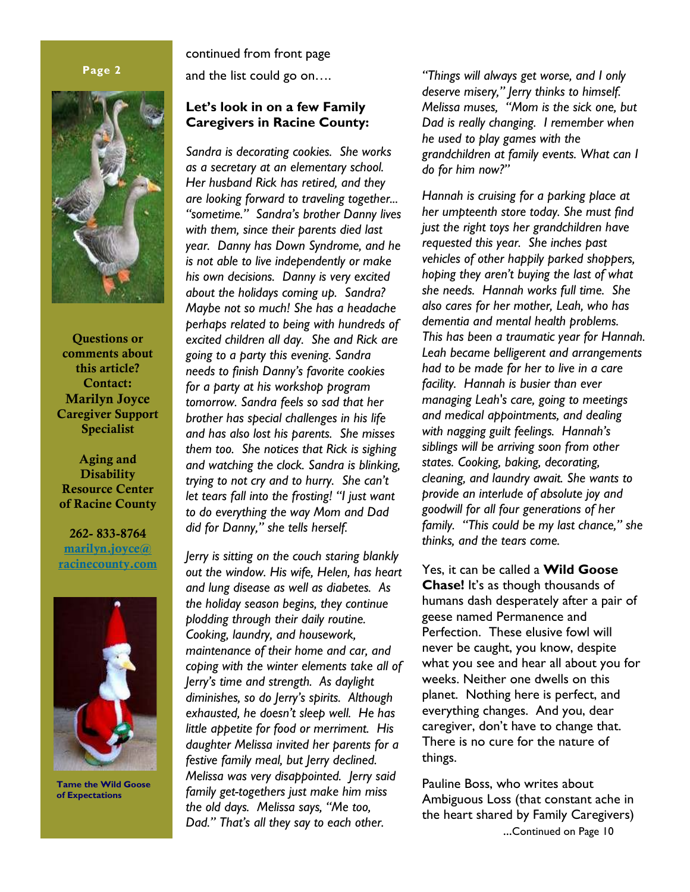**Questions or comments about this article? Contact: Marilyn Joyce Caregiver Support Specialist**

**Aging and Disability Resource Center of Racine County**

**262- 833-8764**
**marilyn.joyce@racinecounty.com**

**Tame the Wild Goose of Expectations**

continued from front page

and the list could go on….

### Let's look in on a few Family Caregivers in Racine County:

*Sandra is decorating cookies. She works as a secretary at an elementary school. Her husband Rick has retired, and they are looking forward to traveling together... "sometime." Sandra's brother Danny lives with them, since their parents died last year. Danny has Down Syndrome, and he is not able to live independently or make his own decisions. Danny is very excited about the holidays coming up. Sandra? Maybe not so much! She has a headache perhaps related to being with hundreds of excited children all day. She and Rick are going to a party this evening. Sandra needs to finish Danny's favorite cookies for a party at his workshop program tomorrow. Sandra feels so sad that her brother has special challenges in his life and has also lost his parents. She misses them too. She notices that Rick is sighing and watching the clock. Sandra is blinking, trying to not cry and to hurry. She can't let tears fall into the frosting! "I just want to do everything the way Mom and Dad did for Danny," she tells herself.*

*Jerry is sitting on the couch staring blankly out the window. His wife, Helen, has heart and lung disease as well as diabetes. As the holiday season begins, they continue plodding through their daily routine. Cooking, laundry, and housework, maintenance of their home and car, and coping with the winter elements take all of Jerry's time and strength. As daylight diminishes, so do Jerry's spirits. Although exhausted, he doesn't sleep well. He has little appetite for food or merriment. His daughter Melissa invited her parents for a festive family meal, but Jerry declined. Melissa was very disappointed. Jerry said family get-togethers just make him miss the old days. Melissa says, "Me too, Dad." That's all they say to each other.*

*"Things will always get worse, and I only deserve misery," Jerry thinks to himself. Melissa muses, "Mom is the sick one, but Dad is really changing. I remember when he used to play games with the grandchildren at family events. What can I do for him now?"*

*Hannah is cruising for a parking place at her umpteenth store today. She must find just the right toys her grandchildren have requested this year. She inches past vehicles of other happily parked shoppers, hoping they aren't buying the last of what she needs. Hannah works full time. She also cares for her mother, Leah, who has dementia and mental health problems. This has been a traumatic year for Hannah. Leah became belligerent and arrangements had to be made for her to live in a care facility. Hannah is busier than ever managing Leah's care, going to meetings and medical appointments, and dealing with nagging guilt feelings. Hannah's siblings will be arriving soon from other states. Cooking, baking, decorating, cleaning, and laundry await. She wants to provide an interlude of absolute joy and goodwill for all four generations of her family. "This could be my last chance," she thinks, and the tears come.*

Yes, it can be called a **Wild Goose Chase!** It's as though thousands of humans dash desperately after a pair of geese named Permanence and Perfection. These elusive fowl will never be caught, you know, despite what you see and hear all about you for weeks. Neither one dwells on this planet. Nothing here is perfect, and everything changes. And you, dear caregiver, don't have to change that. There is no cure for the nature of things.

Pauline Boss, who writes about Ambiguous Loss (that constant ache in the heart shared by Family Caregivers)

...Continued on Page 10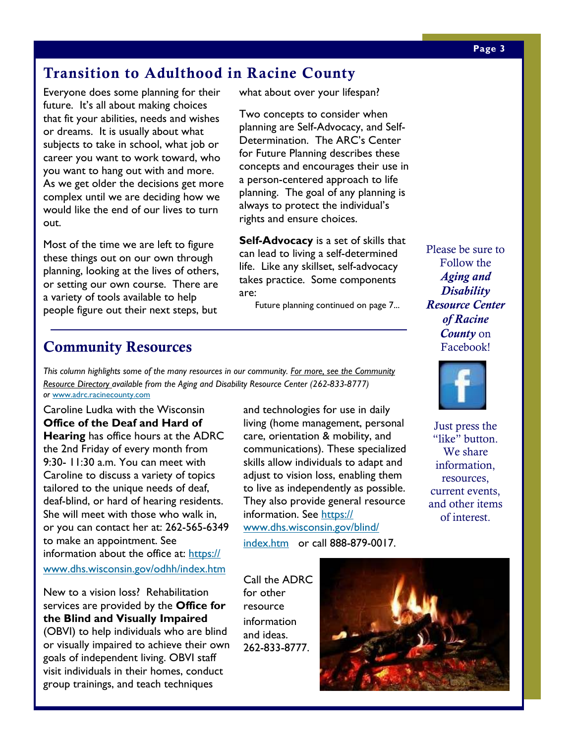## Transition to Adulthood in Racine County

Everyone does some planning for their future. It's all about making choices that fit your abilities, needs and wishes or dreams. It is usually about what subjects to take in school, what job or career you want to work toward, who you want to hang out with and more. As we get older the decisions get more complex until we are deciding how we would like the end of our lives to turn out.

Most of the time we are left to figure these things out on our own through planning, looking at the lives of others, or setting our own course. There are a variety of tools available to help people figure out their next steps, but what about over your lifespan?

Two concepts to consider when planning are Self-Advocacy, and Self-Determination. The ARC's Center for Future Planning describes these concepts and encourages their use in a person-centered approach to life planning. The goal of any planning is always to protect the individual's rights and ensure choices.

**Self-Advocacy** is a set of skills that can lead to living a self-determined life. Like any skillset, self-advocacy takes practice. Some components are:

Future planning continued on page 7...

## Community Resources

*This column highlights some of the many resources in our community. For more, see the Community Resource Directory available from the Aging and Disability Resource Center (262-833-8777) or* www.adrc.racinecounty.com

Caroline Ludka with the Wisconsin **Office of the Deaf and Hard of Hearing** has office hours at the ADRC the 2nd Friday of every month from 9:30- 11:30 a.m. You can meet with Caroline to discuss a variety of topics tailored to the unique needs of deaf, deaf-blind, or hard of hearing residents. She will meet with those who walk in, or you can contact her at: 262-565-6349 to make an appointment. See information about the office at: https://www.dhs.wisconsin.gov/odhh/index.htm

New to a vision loss? Rehabilitation services are provided by the **Office for the Blind and Visually Impaired** (OBVI) to help individuals who are blind or visually impaired to achieve their own goals of independent living. OBVI staff visit individuals in their homes, conduct group trainings, and teach techniques and technologies for use in daily living (home management, personal care, orientation & mobility, and communications). These specialized skills allow individuals to adapt and adjust to vision loss, enabling them to live as independently as possible. They also provide general resource information. See https://www.dhs.wisconsin.gov/blind/index.htm or call 888-879-0017.

Call the ADRC for other resource information and ideas. 262-833-8777.

Please be sure to Follow the ***Aging and Disability Resource Center of Racine County*** on Facebook!

Just press the "like" button. We share information, resources, current events, and other items of interest.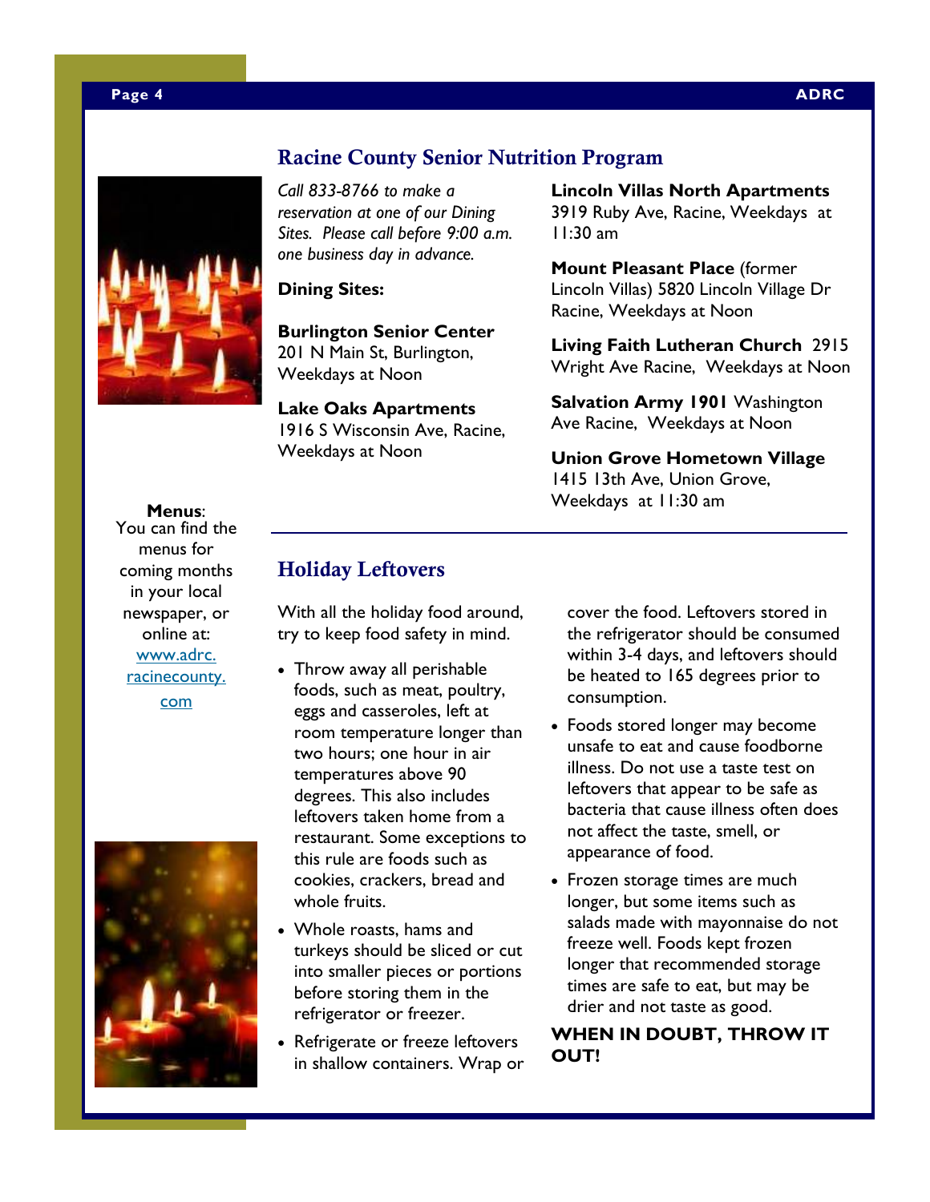## Racine County Senior Nutrition Program

*Call 833-8766 to make a reservation at one of our Dining Sites. Please call before 9:00 a.m. one business day in advance.*

**Dining Sites:**

**Burlington Senior Center**
201 N Main St, Burlington, Weekdays at Noon

**Lake Oaks Apartments**
1916 S Wisconsin Ave, Racine, Weekdays at Noon

**Lincoln Villas North Apartments**
3919 Ruby Ave, Racine, Weekdays at 11:30 am

**Mount Pleasant Place** (former Lincoln Villas) 5820 Lincoln Village Dr Racine, Weekdays at Noon

**Living Faith Lutheran Church** 2915 Wright Ave Racine, Weekdays at Noon

**Salvation Army 1901** Washington Ave Racine, Weekdays at Noon

**Union Grove Hometown Village**
1415 13th Ave, Union Grove, Weekdays at 11:30 am

**Menus**: You can find the menus for coming months in your local newspaper, or online at: www.adrc.racinecounty.com

## Holiday Leftovers

With all the holiday food around, try to keep food safety in mind.

- Throw away all perishable foods, such as meat, poultry, eggs and casseroles, left at room temperature longer than two hours; one hour in air temperatures above 90 degrees. This also includes leftovers taken home from a restaurant. Some exceptions to this rule are foods such as cookies, crackers, bread and whole fruits.
- Whole roasts, hams and turkeys should be sliced or cut into smaller pieces or portions before storing them in the refrigerator or freezer.
- Refrigerate or freeze leftovers in shallow containers. Wrap or cover the food. Leftovers stored in the refrigerator should be consumed within 3-4 days, and leftovers should be heated to 165 degrees prior to consumption.
- Foods stored longer may become unsafe to eat and cause foodborne illness. Do not use a taste test on leftovers that appear to be safe as bacteria that cause illness often does not affect the taste, smell, or appearance of food.
- Frozen storage times are much longer, but some items such as salads made with mayonnaise do not freeze well. Foods kept frozen longer that recommended storage times are safe to eat, but may be drier and not taste as good.

**WHEN IN DOUBT, THROW IT OUT!**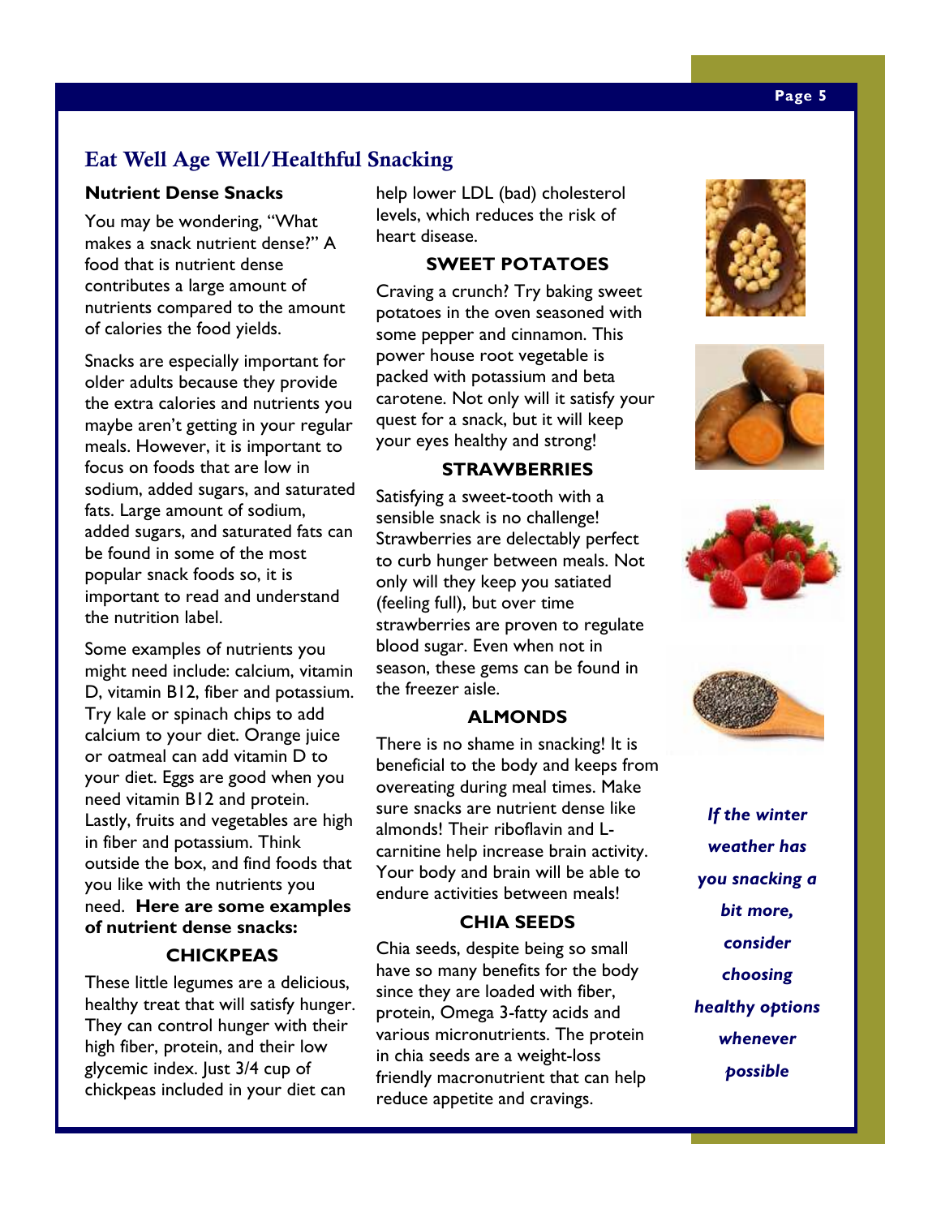## Eat Well Age Well/Healthful Snacking

### Nutrient Dense Snacks

You may be wondering, "What makes a snack nutrient dense?" A food that is nutrient dense contributes a large amount of nutrients compared to the amount of calories the food yields.

Snacks are especially important for older adults because they provide the extra calories and nutrients you maybe aren't getting in your regular meals. However, it is important to focus on foods that are low in sodium, added sugars, and saturated fats. Large amount of sodium, added sugars, and saturated fats can be found in some of the most popular snack foods so, it is important to read and understand the nutrition label.

Some examples of nutrients you might need include: calcium, vitamin D, vitamin B12, fiber and potassium. Try kale or spinach chips to add calcium to your diet. Orange juice or oatmeal can add vitamin D to your diet. Eggs are good when you need vitamin B12 and protein. Lastly, fruits and vegetables are high in fiber and potassium. Think outside the box, and find foods that you like with the nutrients you need. **Here are some examples of nutrient dense snacks:**

### CHICKPEAS

These little legumes are a delicious, healthy treat that will satisfy hunger. They can control hunger with their high fiber, protein, and their low glycemic index. Just 3/4 cup of chickpeas included in your diet can help lower LDL (bad) cholesterol levels, which reduces the risk of heart disease.

### SWEET POTATOES

Craving a crunch? Try baking sweet potatoes in the oven seasoned with some pepper and cinnamon. This power house root vegetable is packed with potassium and beta carotene. Not only will it satisfy your quest for a snack, but it will keep your eyes healthy and strong!

### STRAWBERRIES

Satisfying a sweet-tooth with a sensible snack is no challenge! Strawberries are delectably perfect to curb hunger between meals. Not only will they keep you satiated (feeling full), but over time strawberries are proven to regulate blood sugar. Even when not in season, these gems can be found in the freezer aisle.

### ALMONDS

There is no shame in snacking! It is beneficial to the body and keeps from overeating during meal times. Make sure snacks are nutrient dense like almonds! Their riboflavin and L-carnitine help increase brain activity. Your body and brain will be able to endure activities between meals!

### CHIA SEEDS

Chia seeds, despite being so small have so many benefits for the body since they are loaded with fiber, protein, Omega 3-fatty acids and various micronutrients. The protein in chia seeds are a weight-loss friendly macronutrient that can help reduce appetite and cravings.

***If the winter weather has you snacking a bit more, consider choosing healthy options whenever possible***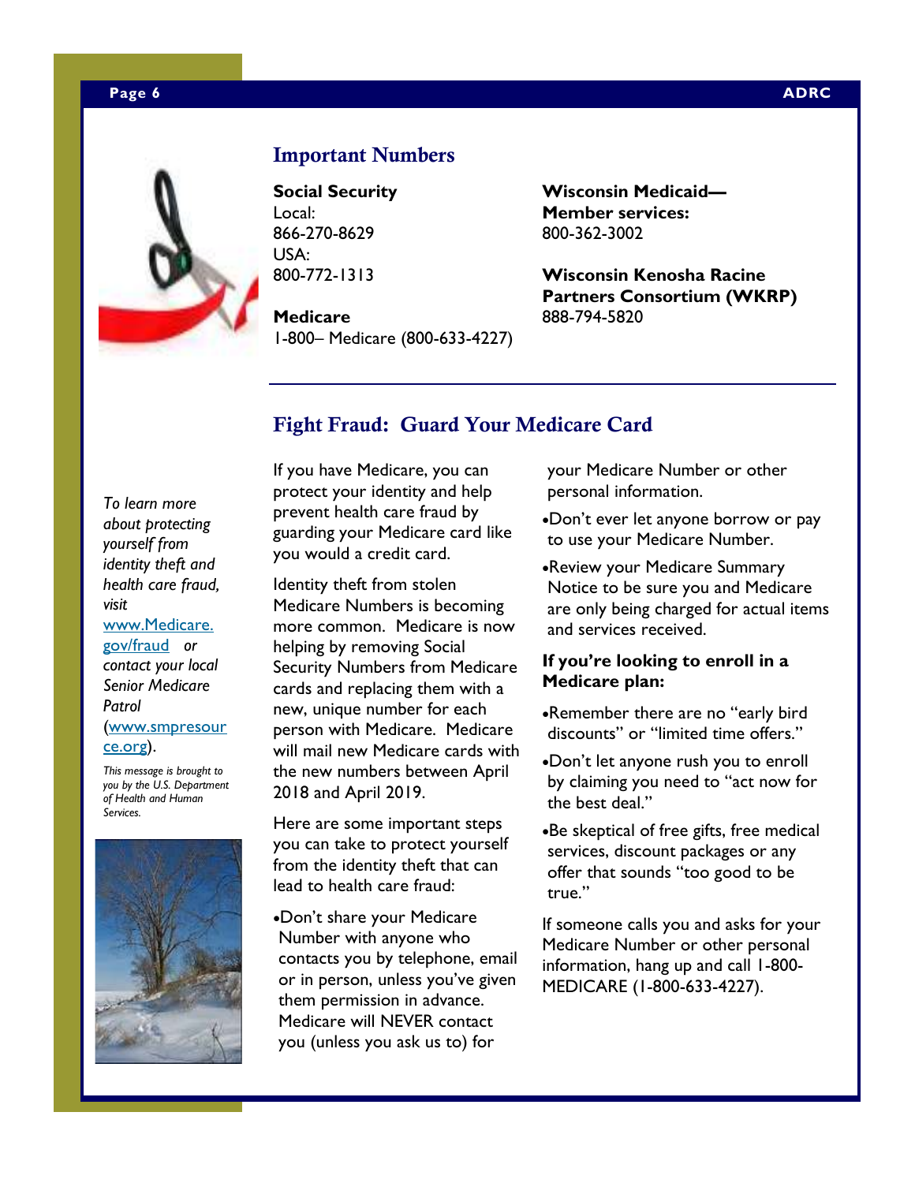## Important Numbers

**Social Security**
Local:
866-270-8629
USA:
800-772-1313

**Medicare**
1-800– Medicare (800-633-4227)

**Wisconsin Medicaid— Member services:**
800-362-3002

**Wisconsin Kenosha Racine Partners Consortium (WKRP)**
888-794-5820

---

## Fight Fraud: Guard Your Medicare Card

*To learn more about protecting yourself from identity theft and health care fraud, visit [www.Medicare.gov/fraud](http://www.Medicare.gov/fraud) or contact your local Senior Medicare Patrol ([www.smpresource.org](http://www.smpresource.org)).*

*This message is brought to you by the U.S. Department of Health and Human Services.*

If you have Medicare, you can protect your identity and help prevent health care fraud by guarding your Medicare card like you would a credit card.

Identity theft from stolen Medicare Numbers is becoming more common. Medicare is now helping by removing Social Security Numbers from Medicare cards and replacing them with a new, unique number for each person with Medicare. Medicare will mail new Medicare cards with the new numbers between April 2018 and April 2019.

Here are some important steps you can take to protect yourself from the identity theft that can lead to health care fraud:

- Don't share your Medicare Number with anyone who contacts you by telephone, email or in person, unless you've given them permission in advance. Medicare will NEVER contact you (unless you ask us to) for your Medicare Number or other personal information.
- Don't ever let anyone borrow or pay to use your Medicare Number.
- Review your Medicare Summary Notice to be sure you and Medicare are only being charged for actual items and services received.

**If you're looking to enroll in a Medicare plan:**

- Remember there are no "early bird discounts" or "limited time offers."
- Don't let anyone rush you to enroll by claiming you need to "act now for the best deal."
- Be skeptical of free gifts, free medical services, discount packages or any offer that sounds "too good to be true."

If someone calls you and asks for your Medicare Number or other personal information, hang up and call 1-800-MEDICARE (1-800-633-4227).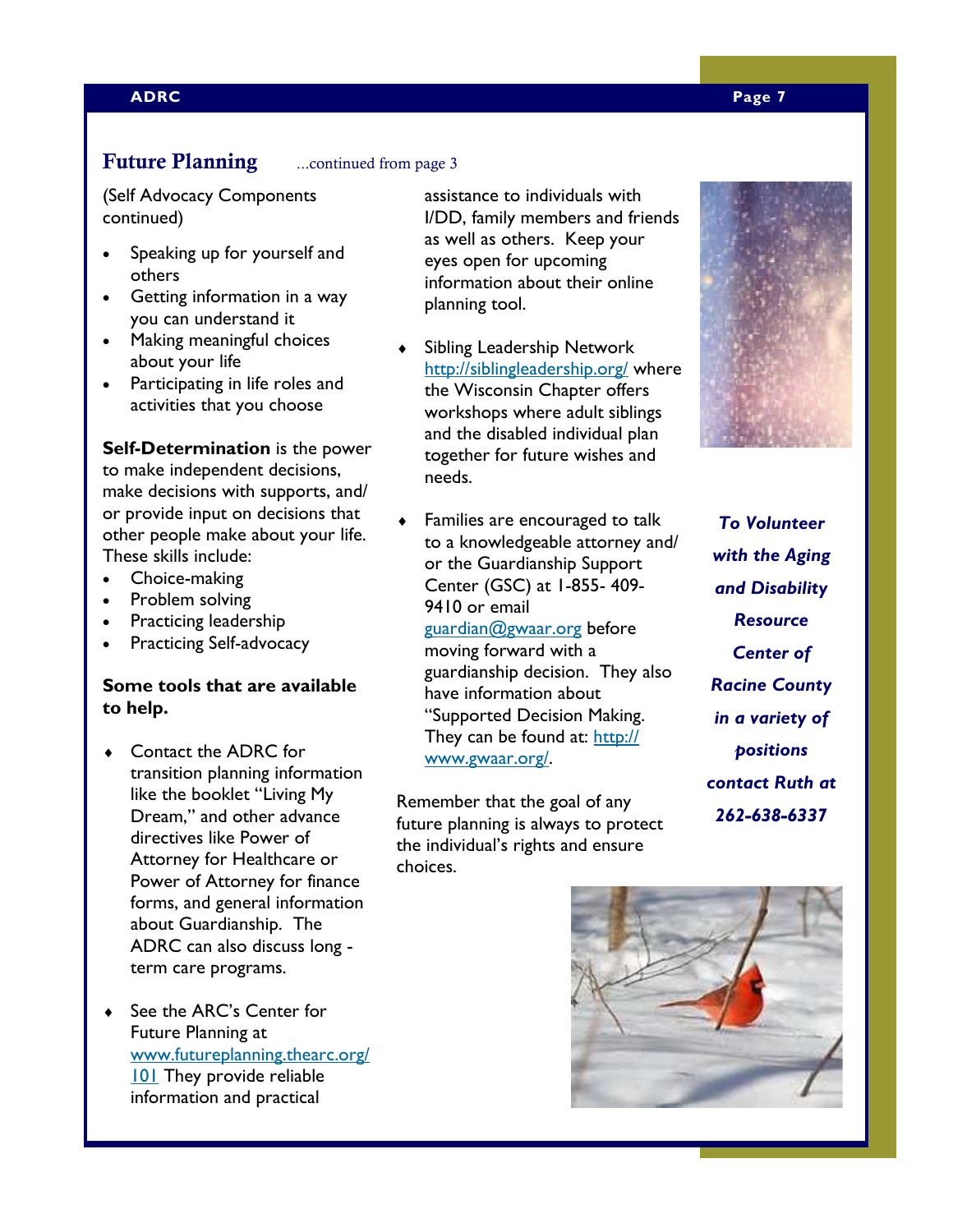## Future Planning ...continued from page 3

(Self Advocacy Components continued)

- Speaking up for yourself and others
- Getting information in a way you can understand it
- Making meaningful choices about your life
- Participating in life roles and activities that you choose

**Self-Determination** is the power to make independent decisions, make decisions with supports, and/ or provide input on decisions that other people make about your life. These skills include:

- Choice-making
- Problem solving
- Practicing leadership
- Practicing Self-advocacy

**Some tools that are available to help.**

- Contact the ADRC for transition planning information like the booklet "Living My Dream," and other advance directives like Power of Attorney for Healthcare or Power of Attorney for finance forms, and general information about Guardianship. The ADRC can also discuss long -term care programs.
- See the ARC's Center for Future Planning at www.futureplanning.thearc.org/101 They provide reliable information and practical assistance to individuals with I/DD, family members and friends as well as others. Keep your eyes open for upcoming information about their online planning tool.
- Sibling Leadership Network http://siblingleadership.org/ where the Wisconsin Chapter offers workshops where adult siblings and the disabled individual plan together for future wishes and needs.
- Families are encouraged to talk to a knowledgeable attorney and/ or the Guardianship Support Center (GSC) at 1-855- 409-9410 or email guardian@gwaar.org before moving forward with a guardianship decision. They also have information about "Supported Decision Making. They can be found at: http://www.gwaar.org/.

Remember that the goal of any future planning is always to protect the individual's rights and ensure choices.

***To Volunteer with the Aging and Disability Resource Center of Racine County in a variety of positions contact Ruth at 262-638-6337***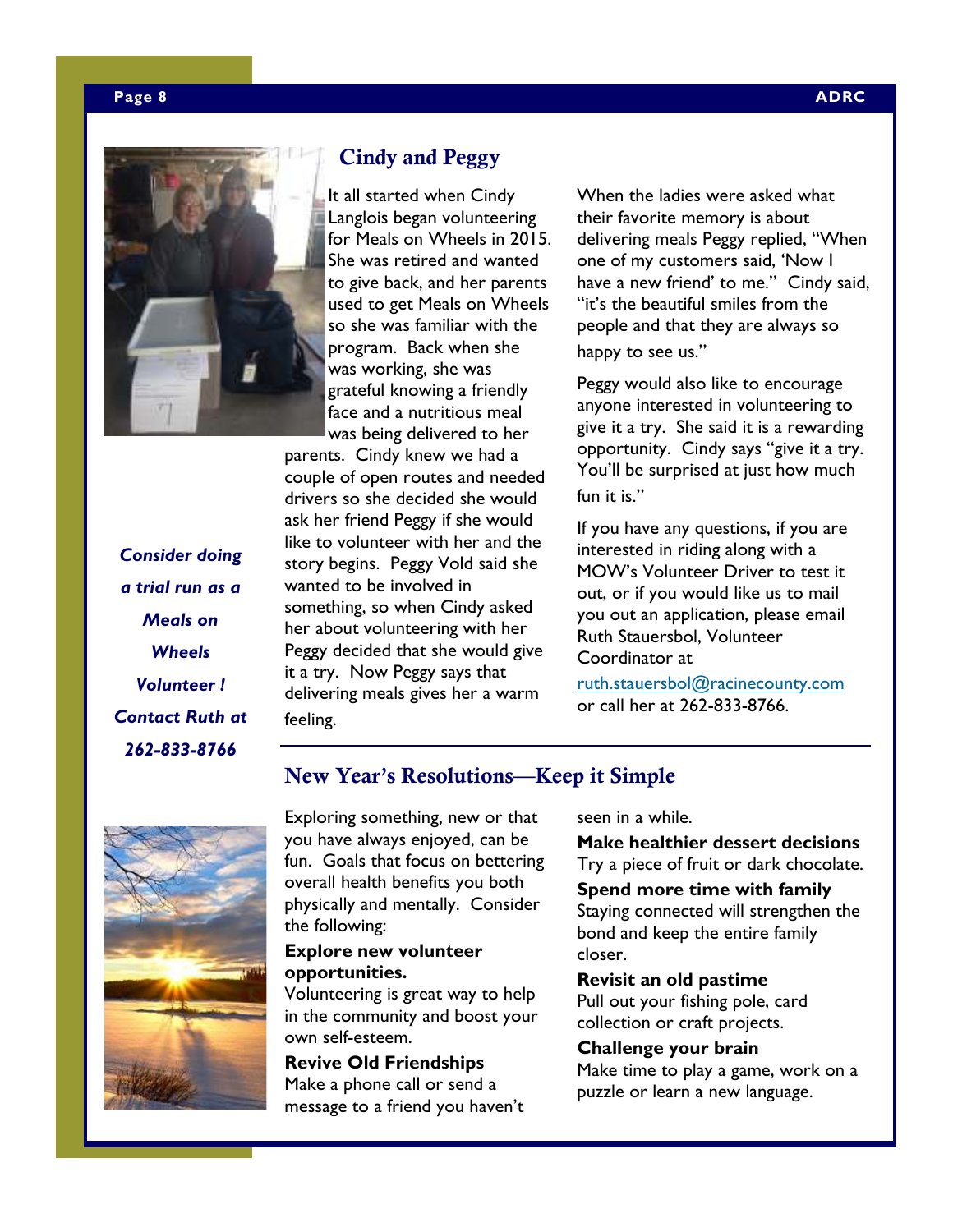## Cindy and Peggy

It all started when Cindy Langlois began volunteering for Meals on Wheels in 2015. She was retired and wanted to give back, and her parents used to get Meals on Wheels so she was familiar with the program. Back when she was working, she was grateful knowing a friendly face and a nutritious meal was being delivered to her parents. Cindy knew we had a couple of open routes and needed drivers so she decided she would ask her friend Peggy if she would like to volunteer with her and the story begins. Peggy Vold said she wanted to be involved in something, so when Cindy asked her about volunteering with her Peggy decided that she would give it a try. Now Peggy says that delivering meals gives her a warm feeling.

When the ladies were asked what their favorite memory is about delivering meals Peggy replied, "When one of my customers said, 'Now I have a new friend' to me." Cindy said, "it's the beautiful smiles from the people and that they are always so happy to see us."

Peggy would also like to encourage anyone interested in volunteering to give it a try. She said it is a rewarding opportunity. Cindy says "give it a try. You'll be surprised at just how much fun it is."

If you have any questions, if you are interested in riding along with a MOW's Volunteer Driver to test it out, or if you would like us to mail you out an application, please email Ruth Stauersbol, Volunteer Coordinator at ruth.stauersbol@racinecounty.com or call her at 262-833-8766.

***Consider doing a trial run as a Meals on Wheels Volunteer! Contact Ruth at 262-833-8766***

## New Year's Resolutions—Keep it Simple

Exploring something, new or that you have always enjoyed, can be fun. Goals that focus on bettering overall health benefits you both physically and mentally. Consider the following:

**Explore new volunteer opportunities.**
Volunteering is great way to help in the community and boost your own self-esteem.

**Revive Old Friendships**
Make a phone call or send a message to a friend you haven't seen in a while.

**Make healthier dessert decisions**
Try a piece of fruit or dark chocolate.

**Spend more time with family**
Staying connected will strengthen the bond and keep the entire family closer.

**Revisit an old pastime**
Pull out your fishing pole, card collection or craft projects.

**Challenge your brain**
Make time to play a game, work on a puzzle or learn a new language.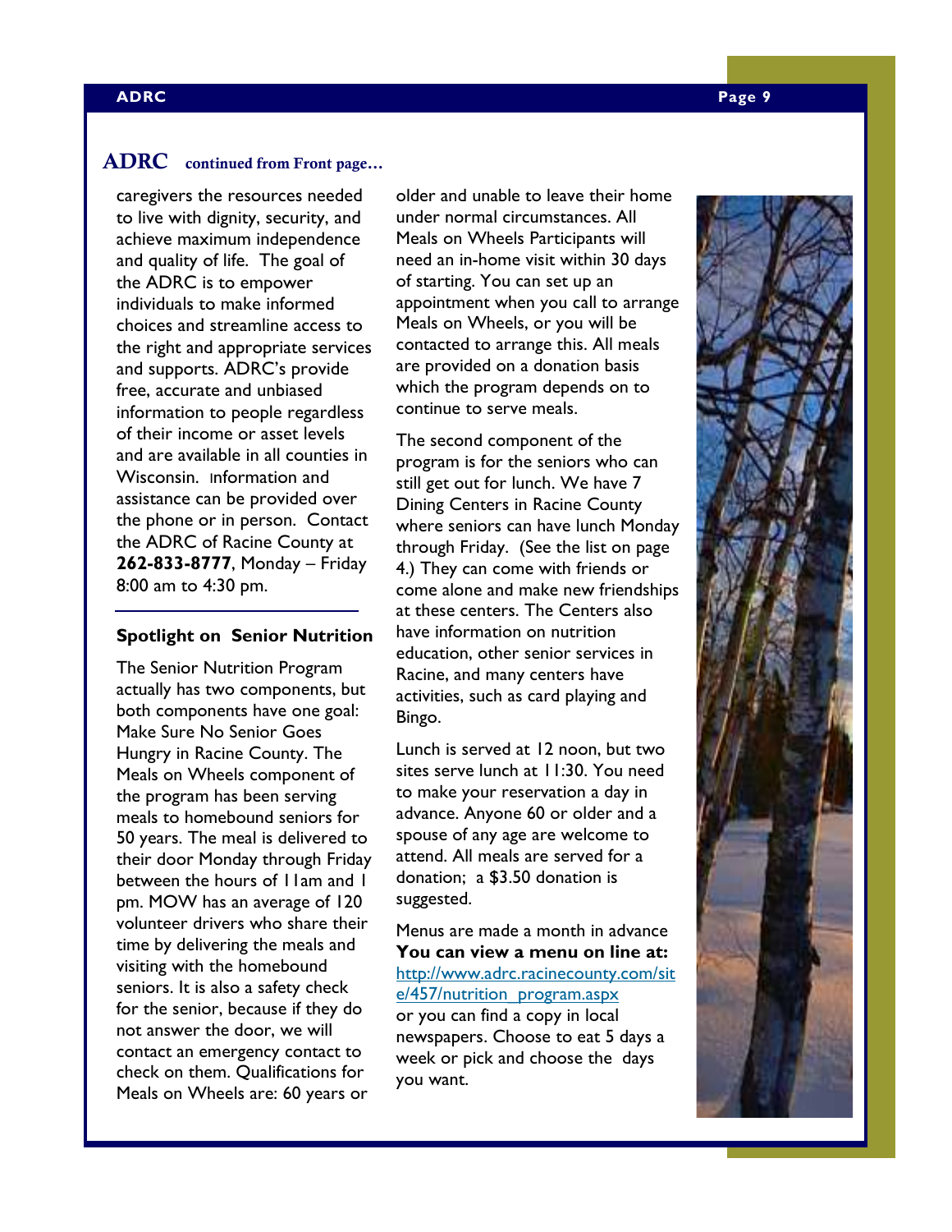## ADRC continued from Front page…

caregivers the resources needed to live with dignity, security, and achieve maximum independence and quality of life. The goal of the ADRC is to empower individuals to make informed choices and streamline access to the right and appropriate services and supports. ADRC's provide free, accurate and unbiased information to people regardless of their income or asset levels and are available in all counties in Wisconsin. Information and assistance can be provided over the phone or in person. Contact the ADRC of Racine County at **262-833-8777**, Monday – Friday 8:00 am to 4:30 pm.

---

### Spotlight on Senior Nutrition

The Senior Nutrition Program actually has two components, but both components have one goal: Make Sure No Senior Goes Hungry in Racine County. The Meals on Wheels component of the program has been serving meals to homebound seniors for 50 years. The meal is delivered to their door Monday through Friday between the hours of 11am and 1 pm. MOW has an average of 120 volunteer drivers who share their time by delivering the meals and visiting with the homebound seniors. It is also a safety check for the senior, because if they do not answer the door, we will contact an emergency contact to check on them. Qualifications for Meals on Wheels are: 60 years or older and unable to leave their home under normal circumstances. All Meals on Wheels Participants will need an in-home visit within 30 days of starting. You can set up an appointment when you call to arrange Meals on Wheels, or you will be contacted to arrange this. All meals are provided on a donation basis which the program depends on to continue to serve meals.

The second component of the program is for the seniors who can still get out for lunch. We have 7 Dining Centers in Racine County where seniors can have lunch Monday through Friday. (See the list on page 4.) They can come with friends or come alone and make new friendships at these centers. The Centers also have information on nutrition education, other senior services in Racine, and many centers have activities, such as card playing and Bingo.

Lunch is served at 12 noon, but two sites serve lunch at 11:30. You need to make your reservation a day in advance. Anyone 60 or older and a spouse of any age are welcome to attend. All meals are served for a donation; a $3.50 donation is suggested.

Menus are made a month in advance **You can view a menu on line at:** [http://www.adrc.racinecounty.com/site/457/nutrition_program.aspx](http://www.adrc.racinecounty.com/site/457/nutrition_program.aspx) or you can find a copy in local newspapers. Choose to eat 5 days a week or pick and choose the days you want.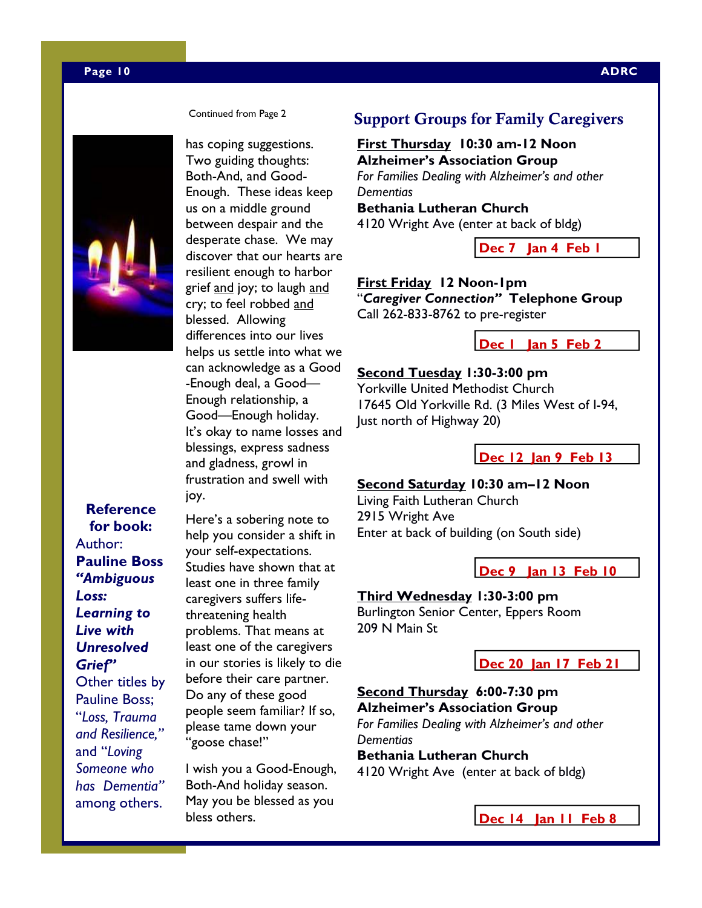Continued from Page 2

has coping suggestions. Two guiding thoughts: Both-And, and Good-Enough. These ideas keep us on a middle ground between despair and the desperate chase. We may discover that our hearts are resilient enough to harbor grief and joy; to laugh and cry; to feel robbed and blessed. Allowing differences into our lives helps us settle into what we can acknowledge as a Good-Enough deal, a Good—Enough relationship, a Good—Enough holiday. It's okay to name losses and blessings, express sadness and gladness, growl in frustration and swell with joy.

Here's a sobering note to help you consider a shift in your self-expectations. Studies have shown that at least one in three family caregivers suffers life-threatening health problems. That means at least one of the caregivers in our stories is likely to die before their care partner. Do any of these good people seem familiar? If so, please tame down your "goose chase!"

I wish you a Good-Enough, Both-And holiday season. May you be blessed as you bless others.

**Reference for book:**

Author: **Pauline Boss**

***"Ambiguous Loss: Learning to Live with Unresolved Grief"***

Other titles by Pauline Boss; *"Loss, Trauma and Resilience,"* and *"Loving Someone who has Dementia"* among others.

## Support Groups for Family Caregivers

**First Thursday 10:30 am-12 Noon**
**Alzheimer's Association Group**
*For Families Dealing with Alzheimer's and other Dementias*
**Bethania Lutheran Church**
4120 Wright Ave (enter at back of bldg)

**Dec 7 Jan 4 Feb 1**

**First Friday 12 Noon-1pm**
"***Caregiver Connection"* Telephone Group**
Call 262-833-8762 to pre-register

**Dec 1 Jan 5 Feb 2**

**Second Tuesday 1:30-3:00 pm**
Yorkville United Methodist Church
17645 Old Yorkville Rd. (3 Miles West of I-94, Just north of Highway 20)

**Dec 12 Jan 9 Feb 13**

**Second Saturday 10:30 am–12 Noon**
Living Faith Lutheran Church
2915 Wright Ave
Enter at back of building (on South side)

**Dec 9 Jan 13 Feb 10**

**Third Wednesday 1:30-3:00 pm**
Burlington Senior Center, Eppers Room
209 N Main St

**Dec 20 Jan 17 Feb 21**

**Second Thursday 6:00-7:30 pm**
**Alzheimer's Association Group**
*For Families Dealing with Alzheimer's and other Dementias*
**Bethania Lutheran Church**
4120 Wright Ave (enter at back of bldg)

**Dec 14 Jan 11 Feb 8**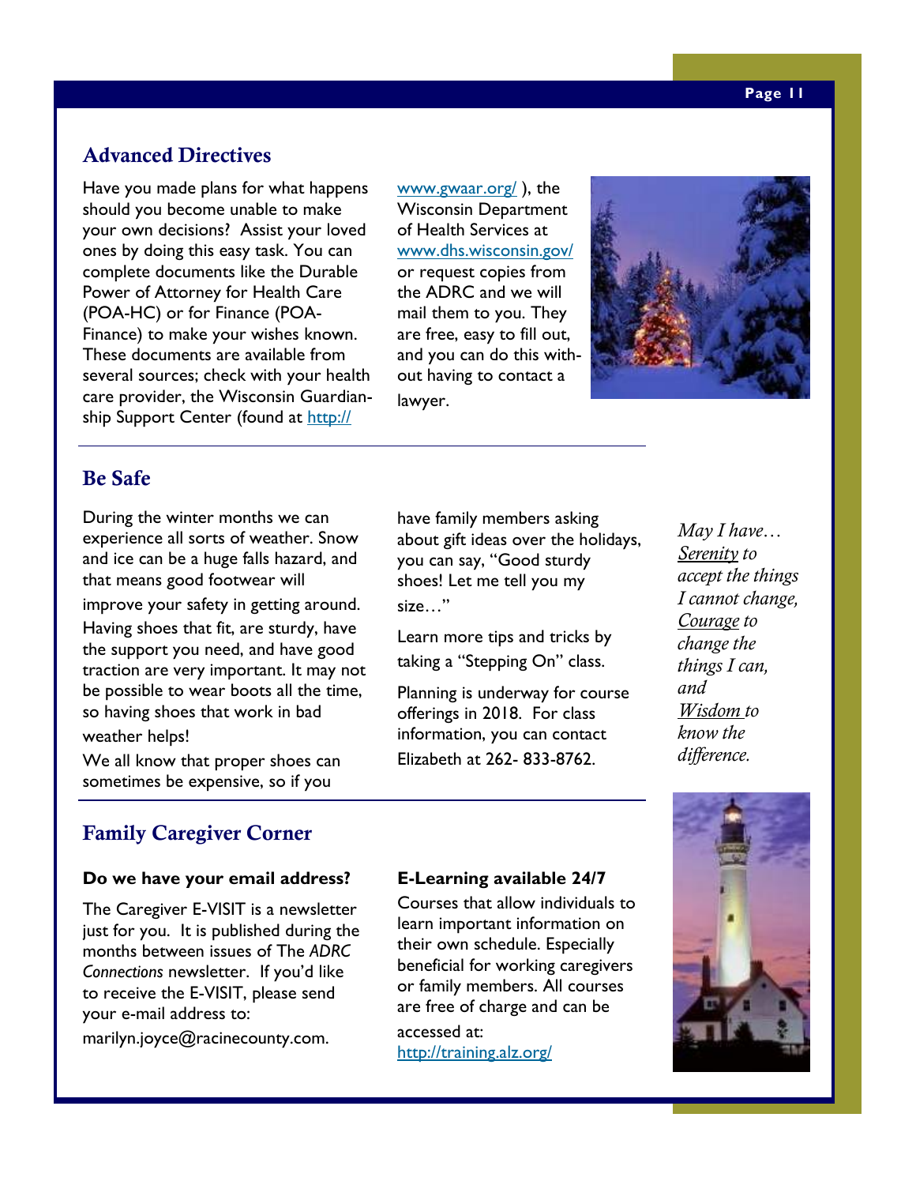## Advanced Directives

Have you made plans for what happens should you become unable to make your own decisions? Assist your loved ones by doing this easy task. You can complete documents like the Durable Power of Attorney for Health Care (POA-HC) or for Finance (POA-Finance) to make your wishes known. These documents are available from several sources; check with your health care provider, the Wisconsin Guardianship Support Center (found at http://www.gwaar.org/ ), the Wisconsin Department of Health Services at www.dhs.wisconsin.gov/ or request copies from the ADRC and we will mail them to you. They are free, easy to fill out, and you can do this without having to contact a lawyer.

## Be Safe

During the winter months we can experience all sorts of weather. Snow and ice can be a huge falls hazard, and that means good footwear will improve your safety in getting around. Having shoes that fit, are sturdy, have the support you need, and have good traction are very important. It may not be possible to wear boots all the time, so having shoes that work in bad weather helps!

We all know that proper shoes can sometimes be expensive, so if you have family members asking about gift ideas over the holidays, you can say, "Good sturdy shoes! Let me tell you my size…"

Learn more tips and tricks by taking a "Stepping On" class.

Planning is underway for course offerings in 2018. For class information, you can contact Elizabeth at 262- 833-8762.

*May I have… Serenity to accept the things I cannot change, Courage to change the things I can, and Wisdom to know the difference.*

## Family Caregiver Corner

**Do we have your email address?**

The Caregiver E-VISIT is a newsletter just for you. It is published during the months between issues of The *ADRC Connections* newsletter. If you'd like to receive the E-VISIT, please send your e-mail address to: marilyn.joyce@racinecounty.com.

**E-Learning available 24/7**

Courses that allow individuals to learn important information on their own schedule. Especially beneficial for working caregivers or family members. All courses are free of charge and can be accessed at: http://training.alz.org/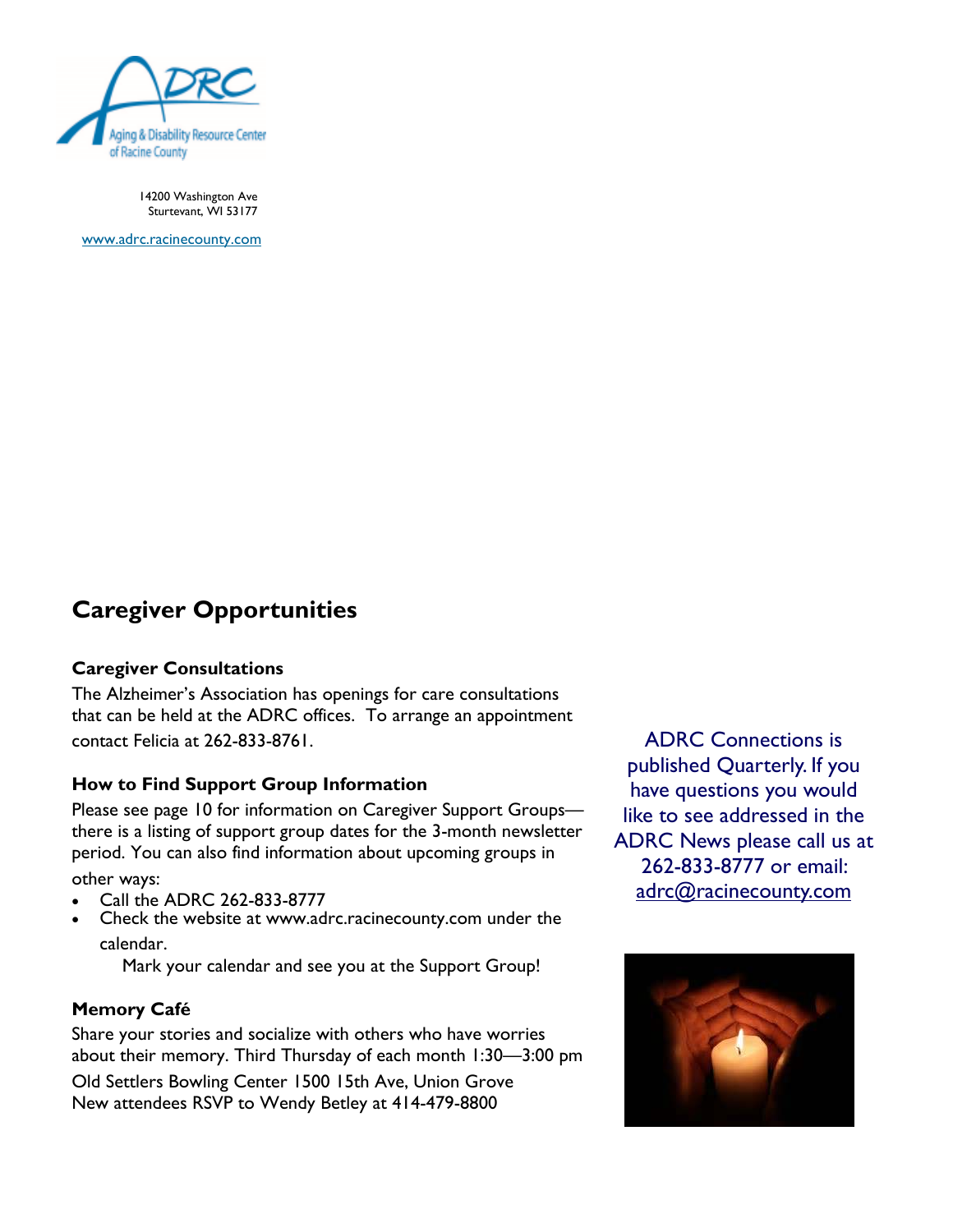Aging & Disability Resource Center of Racine County

14200 Washington Ave
Sturtevant, WI 53177

www.adrc.racinecounty.com

## Caregiver Opportunities

### Caregiver Consultations

The Alzheimer's Association has openings for care consultations that can be held at the ADRC offices. To arrange an appointment contact Felicia at 262-833-8761.

### How to Find Support Group Information

Please see page 10 for information on Caregiver Support Groups—there is a listing of support group dates for the 3-month newsletter period. You can also find information about upcoming groups in other ways:

- Call the ADRC 262-833-8777
- Check the website at www.adrc.racinecounty.com under the calendar.

Mark your calendar and see you at the Support Group!

### Memory Café

Share your stories and socialize with others who have worries about their memory. Third Thursday of each month 1:30—3:00 pm
Old Settlers Bowling Center 1500 15th Ave, Union Grove
New attendees RSVP to Wendy Betley at 414-479-8800

ADRC Connections is published Quarterly. If you have questions you would like to see addressed in the ADRC News please call us at 262-833-8777 or email: adrc@racinecounty.com